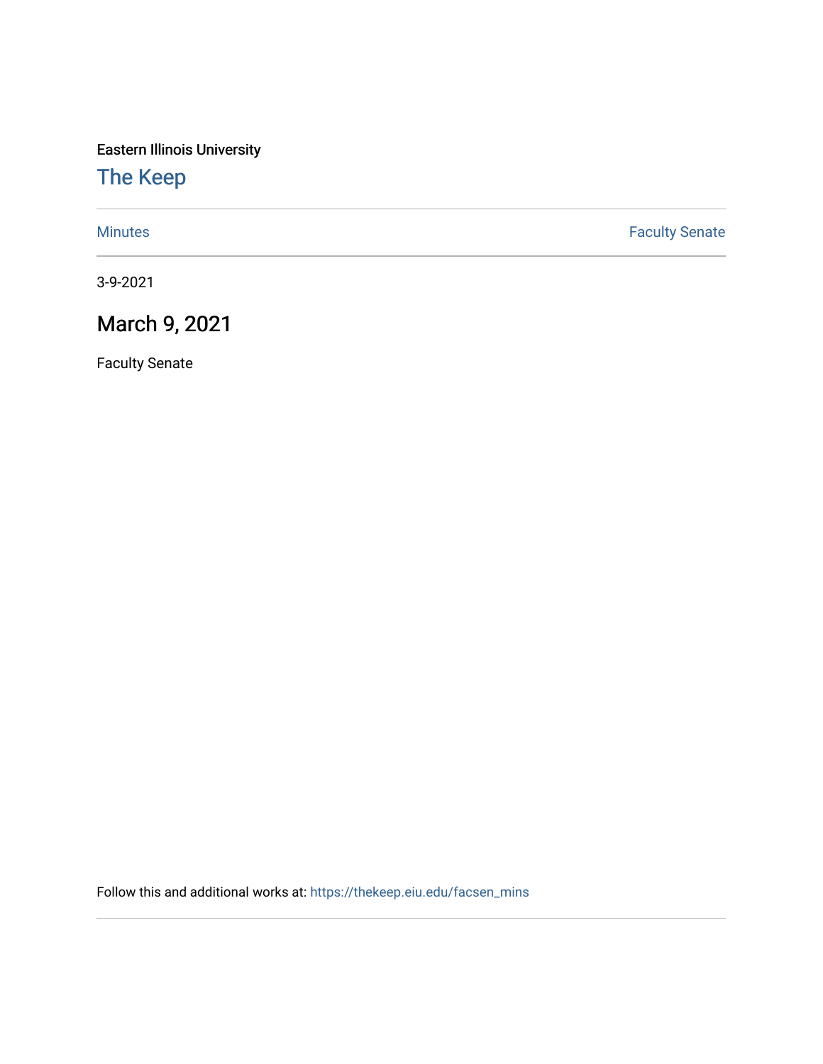Eastern Illinois University

# The Keep

Minutes | Faculty Senate

3-9-2021

## March 9, 2021

Faculty Senate

Follow this and additional works at: https://thekeep.eiu.edu/facsen_mins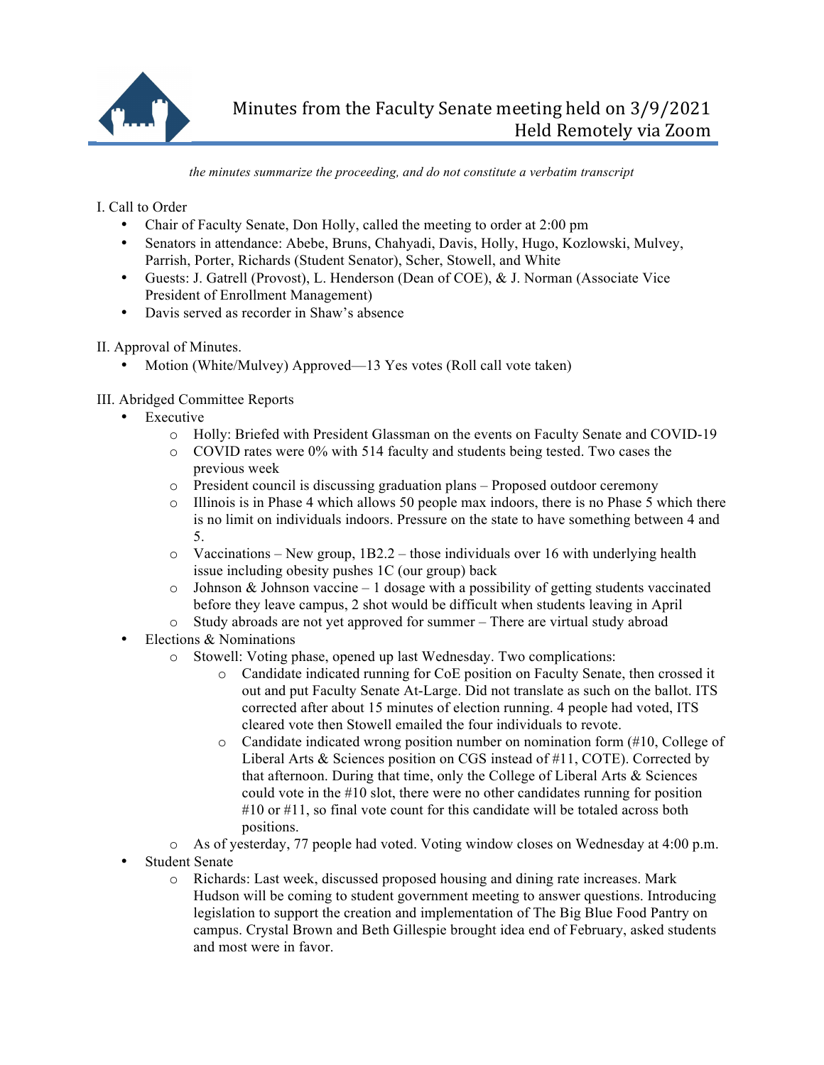# Minutes from the Faculty Senate meeting held on 3/9/2021
## Held Remotely via Zoom

*the minutes summarize the proceeding, and do not constitute a verbatim transcript*

I. Call to Order

- Chair of Faculty Senate, Don Holly, called the meeting to order at 2:00 pm
- Senators in attendance: Abebe, Bruns, Chahyadi, Davis, Holly, Hugo, Kozlowski, Mulvey, Parrish, Porter, Richards (Student Senator), Scher, Stowell, and White
- Guests: J. Gatrell (Provost), L. Henderson (Dean of COE), & J. Norman (Associate Vice President of Enrollment Management)
- Davis served as recorder in Shaw's absence

II. Approval of Minutes.

- Motion (White/Mulvey) Approved—13 Yes votes (Roll call vote taken)

III. Abridged Committee Reports

- Executive
  - Holly: Briefed with President Glassman on the events on Faculty Senate and COVID-19
  - COVID rates were 0% with 514 faculty and students being tested. Two cases the previous week
  - President council is discussing graduation plans – Proposed outdoor ceremony
  - Illinois is in Phase 4 which allows 50 people max indoors, there is no Phase 5 which there is no limit on individuals indoors. Pressure on the state to have something between 4 and 5.
  - Vaccinations – New group, 1B2.2 – those individuals over 16 with underlying health issue including obesity pushes 1C (our group) back
  - Johnson & Johnson vaccine – 1 dosage with a possibility of getting students vaccinated before they leave campus, 2 shot would be difficult when students leaving in April
  - Study abroads are not yet approved for summer – There are virtual study abroad
- Elections & Nominations
  - Stowell: Voting phase, opened up last Wednesday. Two complications:
    - Candidate indicated running for CoE position on Faculty Senate, then crossed it out and put Faculty Senate At-Large. Did not translate as such on the ballot. ITS corrected after about 15 minutes of election running. 4 people had voted, ITS cleared vote then Stowell emailed the four individuals to revote.
    - Candidate indicated wrong position number on nomination form (#10, College of Liberal Arts & Sciences position on CGS instead of #11, COTE). Corrected by that afternoon. During that time, only the College of Liberal Arts & Sciences could vote in the #10 slot, there were no other candidates running for position #10 or #11, so final vote count for this candidate will be totaled across both positions.
  - As of yesterday, 77 people had voted. Voting window closes on Wednesday at 4:00 p.m.
- Student Senate
  - Richards: Last week, discussed proposed housing and dining rate increases. Mark Hudson will be coming to student government meeting to answer questions. Introducing legislation to support the creation and implementation of The Big Blue Food Pantry on campus. Crystal Brown and Beth Gillespie brought idea end of February, asked students and most were in favor.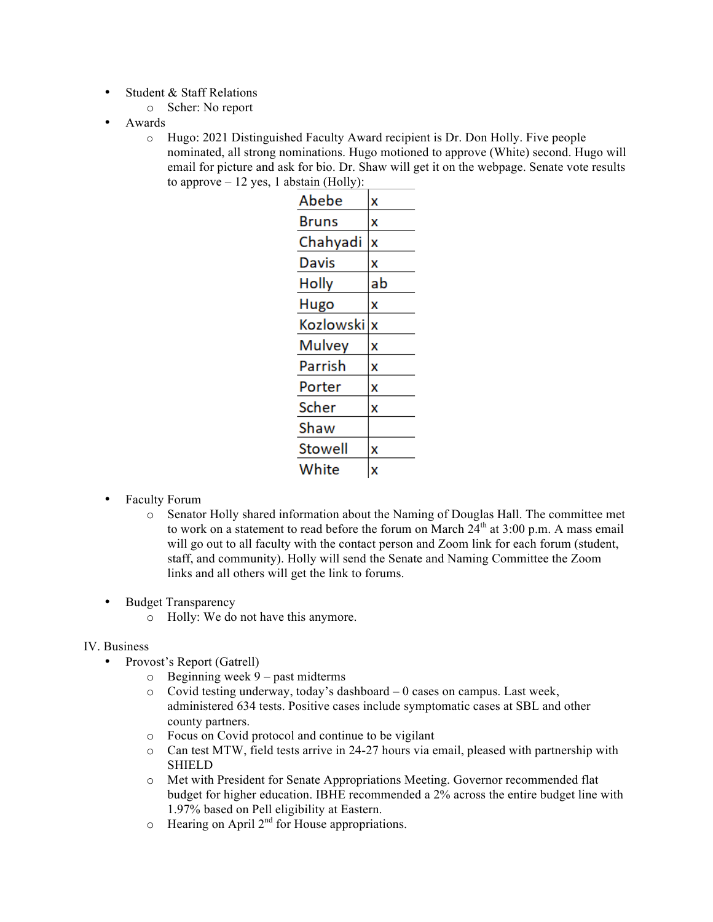- Student & Staff Relations
    - Scher: No report
- Awards
    - Hugo: 2021 Distinguished Faculty Award recipient is Dr. Don Holly. Five people nominated, all strong nominations. Hugo motioned to approve (White) second. Hugo will email for picture and ask for bio. Dr. Shaw will get it on the webpage. Senate vote results to approve – 12 yes, 1 abstain (Holly):

| | |
|---|---|
| Abebe | x |
| Bruns | x |
| Chahyadi | x |
| Davis | x |
| Holly | ab |
| Hugo | x |
| Kozlowski | x |
| Mulvey | x |
| Parrish | x |
| Porter | x |
| Scher | x |
| Shaw | |
| Stowell | x |
| White | x |

- Faculty Forum
    - Senator Holly shared information about the Naming of Douglas Hall. The committee met to work on a statement to read before the forum on March 24th at 3:00 p.m. A mass email will go out to all faculty with the contact person and Zoom link for each forum (student, staff, and community). Holly will send the Senate and Naming Committee the Zoom links and all others will get the link to forums.

- Budget Transparency
    - Holly: We do not have this anymore.

IV. Business

- Provost's Report (Gatrell)
    - Beginning week 9 – past midterms
    - Covid testing underway, today's dashboard – 0 cases on campus. Last week, administered 634 tests. Positive cases include symptomatic cases at SBL and other county partners.
    - Focus on Covid protocol and continue to be vigilant
    - Can test MTW, field tests arrive in 24-27 hours via email, pleased with partnership with SHIELD
    - Met with President for Senate Appropriations Meeting. Governor recommended flat budget for higher education. IBHE recommended a 2% across the entire budget line with 1.97% based on Pell eligibility at Eastern.
    - Hearing on April 2nd for House appropriations.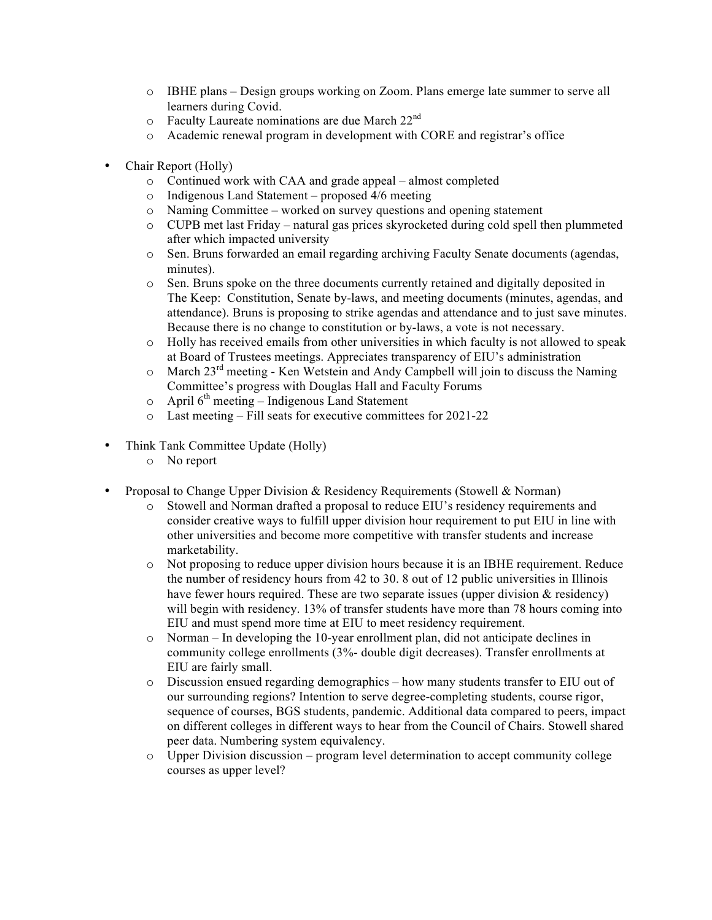- IBHE plans – Design groups working on Zoom. Plans emerge late summer to serve all learners during Covid.
- Faculty Laureate nominations are due March 22nd
- Academic renewal program in development with CORE and registrar's office

- Chair Report (Holly)
  - Continued work with CAA and grade appeal – almost completed
  - Indigenous Land Statement – proposed 4/6 meeting
  - Naming Committee – worked on survey questions and opening statement
  - CUPB met last Friday – natural gas prices skyrocketed during cold spell then plummeted after which impacted university
  - Sen. Bruns forwarded an email regarding archiving Faculty Senate documents (agendas, minutes).
  - Sen. Bruns spoke on the three documents currently retained and digitally deposited in The Keep: Constitution, Senate by-laws, and meeting documents (minutes, agendas, and attendance). Bruns is proposing to strike agendas and attendance and to just save minutes. Because there is no change to constitution or by-laws, a vote is not necessary.
  - Holly has received emails from other universities in which faculty is not allowed to speak at Board of Trustees meetings. Appreciates transparency of EIU's administration
  - March 23rd meeting - Ken Wetstein and Andy Campbell will join to discuss the Naming Committee's progress with Douglas Hall and Faculty Forums
  - April 6th meeting – Indigenous Land Statement
  - Last meeting – Fill seats for executive committees for 2021-22

- Think Tank Committee Update (Holly)
  - No report

- Proposal to Change Upper Division & Residency Requirements (Stowell & Norman)
  - Stowell and Norman drafted a proposal to reduce EIU's residency requirements and consider creative ways to fulfill upper division hour requirement to put EIU in line with other universities and become more competitive with transfer students and increase marketability.
  - Not proposing to reduce upper division hours because it is an IBHE requirement. Reduce the number of residency hours from 42 to 30. 8 out of 12 public universities in Illinois have fewer hours required. These are two separate issues (upper division & residency) will begin with residency. 13% of transfer students have more than 78 hours coming into EIU and must spend more time at EIU to meet residency requirement.
  - Norman – In developing the 10-year enrollment plan, did not anticipate declines in community college enrollments (3%- double digit decreases). Transfer enrollments at EIU are fairly small.
  - Discussion ensued regarding demographics – how many students transfer to EIU out of our surrounding regions? Intention to serve degree-completing students, course rigor, sequence of courses, BGS students, pandemic. Additional data compared to peers, impact on different colleges in different ways to hear from the Council of Chairs. Stowell shared peer data. Numbering system equivalency.
  - Upper Division discussion – program level determination to accept community college courses as upper level?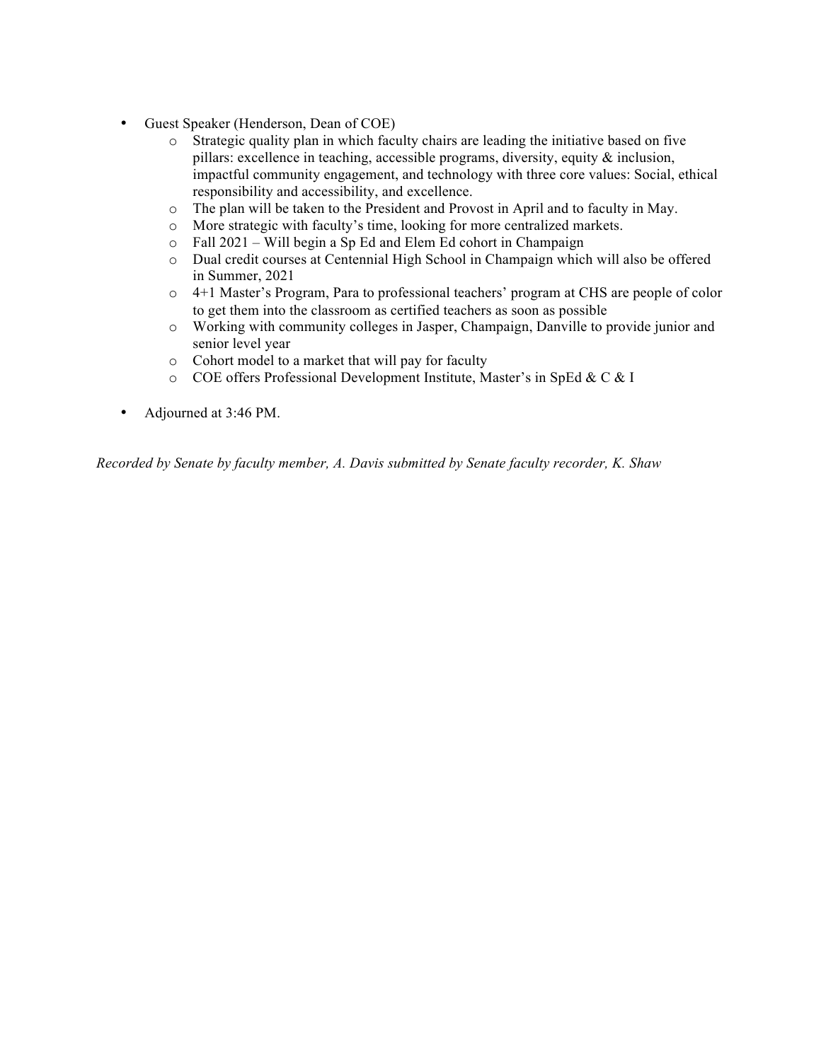- Guest Speaker (Henderson, Dean of COE)
  - Strategic quality plan in which faculty chairs are leading the initiative based on five pillars: excellence in teaching, accessible programs, diversity, equity & inclusion, impactful community engagement, and technology with three core values: Social, ethical responsibility and accessibility, and excellence.
  - The plan will be taken to the President and Provost in April and to faculty in May.
  - More strategic with faculty's time, looking for more centralized markets.
  - Fall 2021 – Will begin a Sp Ed and Elem Ed cohort in Champaign
  - Dual credit courses at Centennial High School in Champaign which will also be offered in Summer, 2021
  - 4+1 Master's Program, Para to professional teachers' program at CHS are people of color to get them into the classroom as certified teachers as soon as possible
  - Working with community colleges in Jasper, Champaign, Danville to provide junior and senior level year
  - Cohort model to a market that will pay for faculty
  - COE offers Professional Development Institute, Master's in SpEd & C & I

- Adjourned at 3:46 PM.

*Recorded by Senate by faculty member, A. Davis submitted by Senate faculty recorder, K. Shaw*